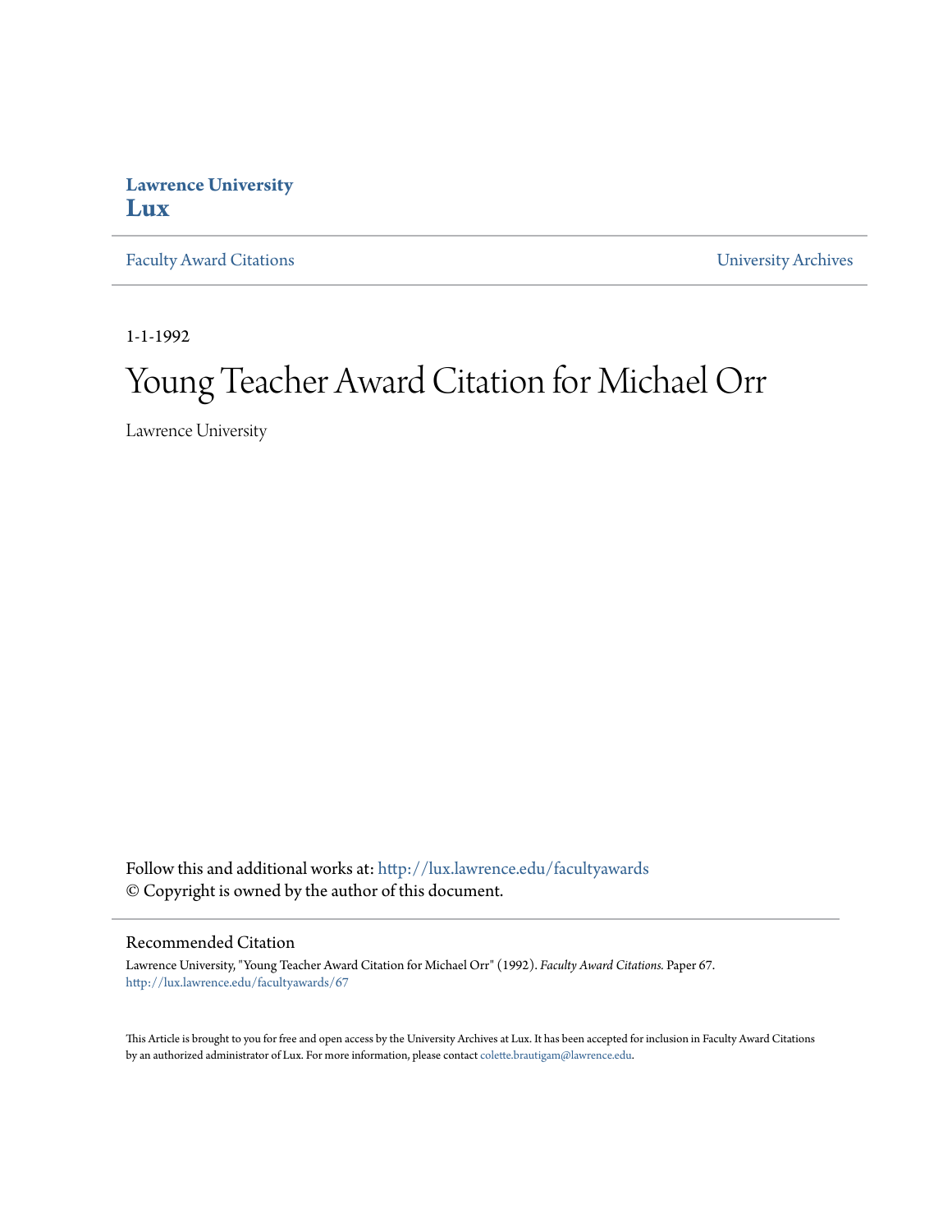**Lawrence University**
**Lux**

Faculty Award Citations | University Archives

1-1-1992

# Young Teacher Award Citation for Michael Orr

Lawrence University

Follow this and additional works at: http://lux.lawrence.edu/facultyawards
© Copyright is owned by the author of this document.

## Recommended Citation

Lawrence University, "Young Teacher Award Citation for Michael Orr" (1992). *Faculty Award Citations.* Paper 67.
http://lux.lawrence.edu/facultyawards/67

This Article is brought to you for free and open access by the University Archives at Lux. It has been accepted for inclusion in Faculty Award Citations by an authorized administrator of Lux. For more information, please contact colette.brautigam@lawrence.edu.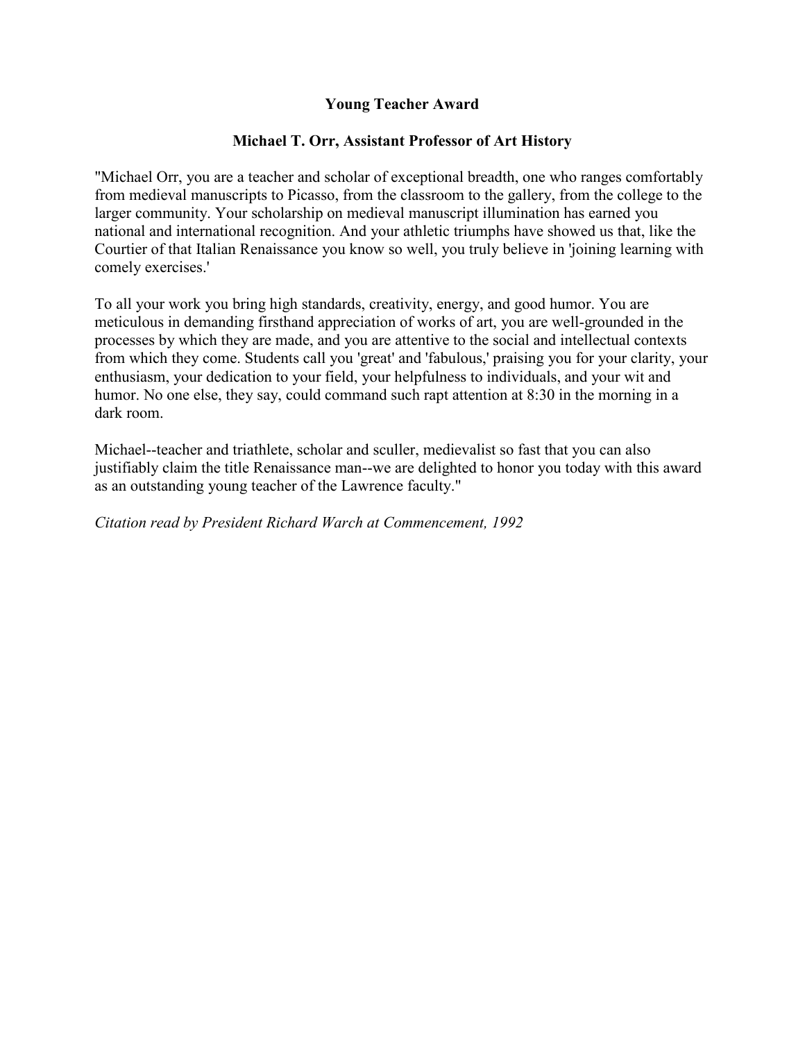**Young Teacher Award**

**Michael T. Orr, Assistant Professor of Art History**

"Michael Orr, you are a teacher and scholar of exceptional breadth, one who ranges comfortably from medieval manuscripts to Picasso, from the classroom to the gallery, from the college to the larger community. Your scholarship on medieval manuscript illumination has earned you national and international recognition. And your athletic triumphs have showed us that, like the Courtier of that Italian Renaissance you know so well, you truly believe in 'joining learning with comely exercises.'

To all your work you bring high standards, creativity, energy, and good humor. You are meticulous in demanding firsthand appreciation of works of art, you are well-grounded in the processes by which they are made, and you are attentive to the social and intellectual contexts from which they come. Students call you 'great' and 'fabulous,' praising you for your clarity, your enthusiasm, your dedication to your field, your helpfulness to individuals, and your wit and humor. No one else, they say, could command such rapt attention at 8:30 in the morning in a dark room.

Michael--teacher and triathlete, scholar and sculler, medievalist so fast that you can also justifiably claim the title Renaissance man--we are delighted to honor you today with this award as an outstanding young teacher of the Lawrence faculty."

*Citation read by President Richard Warch at Commencement, 1992*